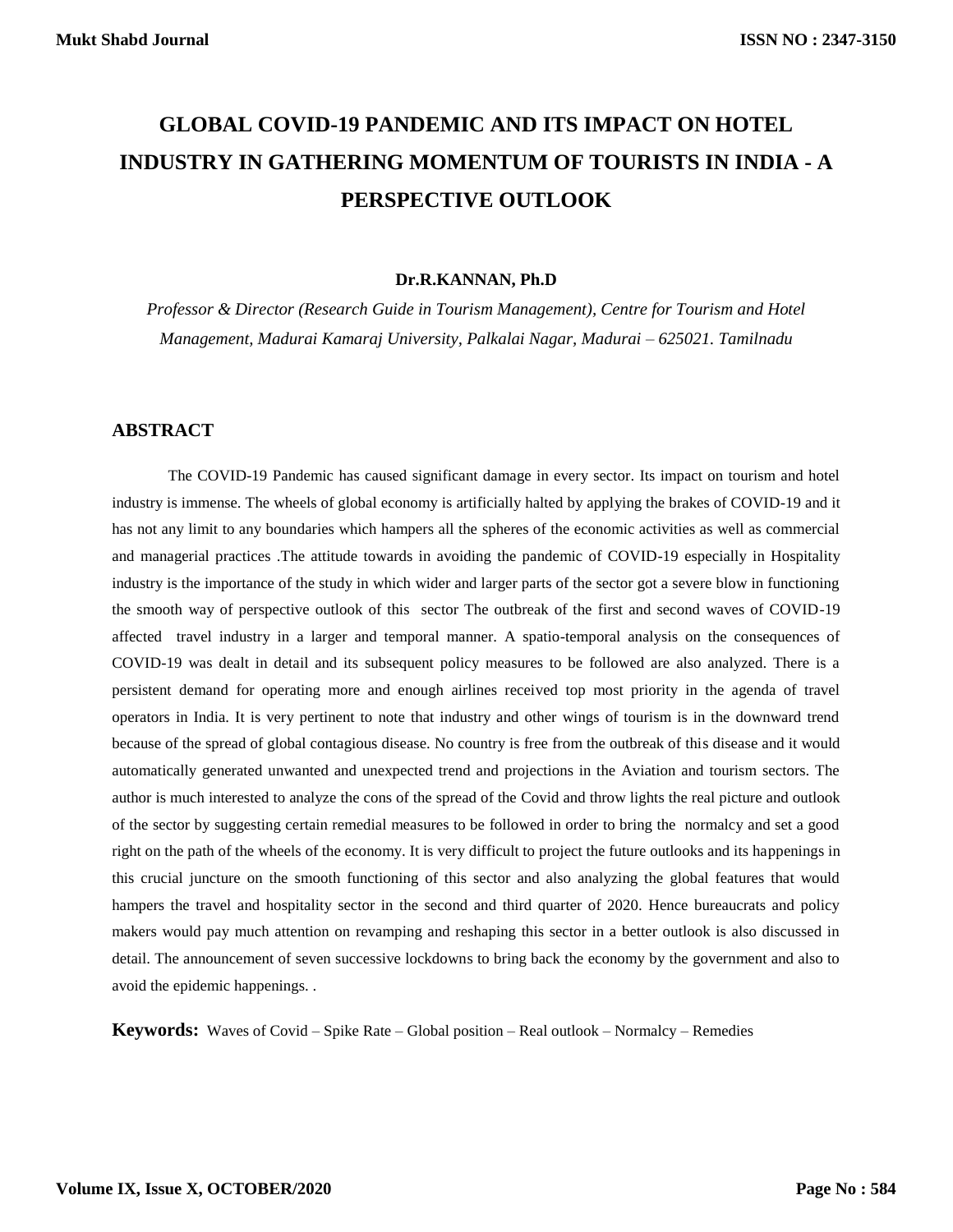# GLOBAL COVID-19 PANDEMIC AND ITS IMPACT ON HOTEL INDUSTRY IN GATHERING MOMENTUM OF TOURISTS IN INDIA - A PERSPECTIVE OUTLOOK

**Dr.R.KANNAN, Ph.D**

*Professor & Director (Research Guide in Tourism Management), Centre for Tourism and Hotel Management, Madurai Kamaraj University, Palkalai Nagar, Madurai – 625021. Tamilnadu*

## ABSTRACT

The COVID-19 Pandemic has caused significant damage in every sector. Its impact on tourism and hotel industry is immense. The wheels of global economy is artificially halted by applying the brakes of COVID-19 and it has not any limit to any boundaries which hampers all the spheres of the economic activities as well as commercial and managerial practices .The attitude towards in avoiding the pandemic of COVID-19 especially in Hospitality industry is the importance of the study in which wider and larger parts of the sector got a severe blow in functioning the smooth way of perspective outlook of this sector The outbreak of the first and second waves of COVID-19 affected travel industry in a larger and temporal manner. A spatio-temporal analysis on the consequences of COVID-19 was dealt in detail and its subsequent policy measures to be followed are also analyzed. There is a persistent demand for operating more and enough airlines received top most priority in the agenda of travel operators in India. It is very pertinent to note that industry and other wings of tourism is in the downward trend because of the spread of global contagious disease. No country is free from the outbreak of this disease and it would automatically generated unwanted and unexpected trend and projections in the Aviation and tourism sectors. The author is much interested to analyze the cons of the spread of the Covid and throw lights the real picture and outlook of the sector by suggesting certain remedial measures to be followed in order to bring the normalcy and set a good right on the path of the wheels of the economy. It is very difficult to project the future outlooks and its happenings in this crucial juncture on the smooth functioning of this sector and also analyzing the global features that would hampers the travel and hospitality sector in the second and third quarter of 2020. Hence bureaucrats and policy makers would pay much attention on revamping and reshaping this sector in a better outlook is also discussed in detail. The announcement of seven successive lockdowns to bring back the economy by the government and also to avoid the epidemic happenings. .

**Keywords:** Waves of Covid – Spike Rate – Global position – Real outlook – Normalcy – Remedies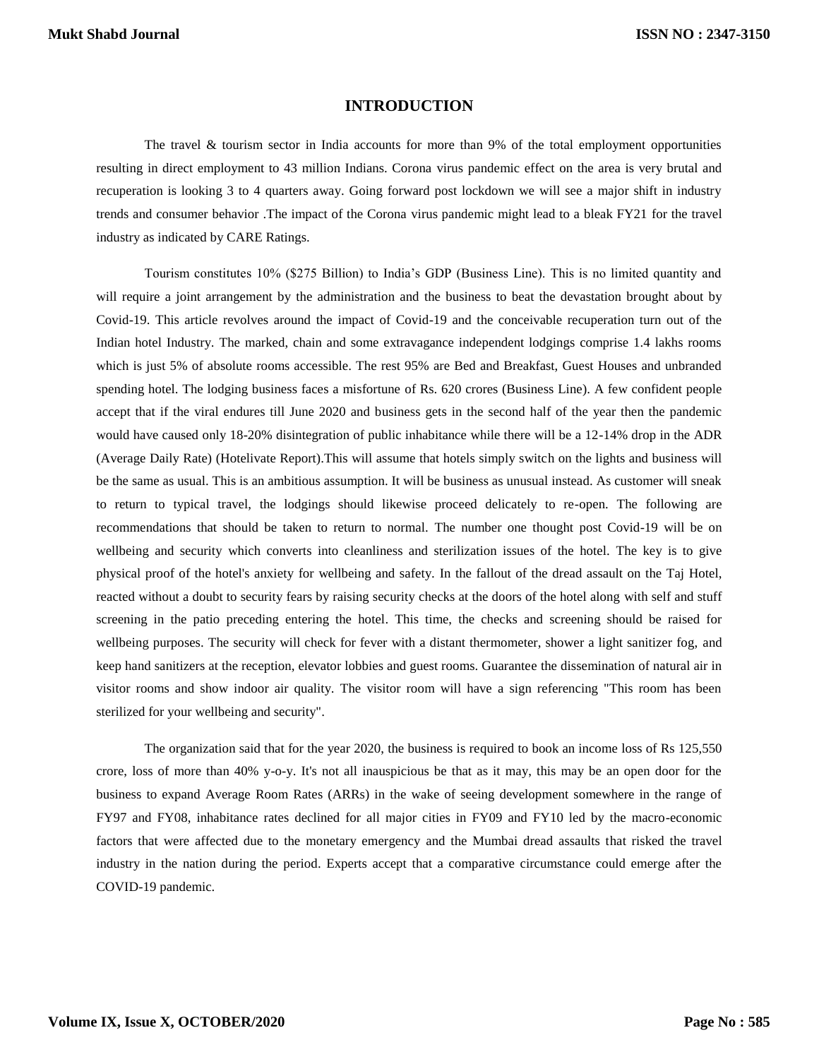## INTRODUCTION

The travel & tourism sector in India accounts for more than 9% of the total employment opportunities resulting in direct employment to 43 million Indians. Corona virus pandemic effect on the area is very brutal and recuperation is looking 3 to 4 quarters away. Going forward post lockdown we will see a major shift in industry trends and consumer behavior .The impact of the Corona virus pandemic might lead to a bleak FY21 for the travel industry as indicated by CARE Ratings.

Tourism constitutes 10% ($275 Billion) to India's GDP (Business Line). This is no limited quantity and will require a joint arrangement by the administration and the business to beat the devastation brought about by Covid-19. This article revolves around the impact of Covid-19 and the conceivable recuperation turn out of the Indian hotel Industry. The marked, chain and some extravagance independent lodgings comprise 1.4 lakhs rooms which is just 5% of absolute rooms accessible. The rest 95% are Bed and Breakfast, Guest Houses and unbranded spending hotel. The lodging business faces a misfortune of Rs. 620 crores (Business Line). A few confident people accept that if the viral endures till June 2020 and business gets in the second half of the year then the pandemic would have caused only 18-20% disintegration of public inhabitance while there will be a 12-14% drop in the ADR (Average Daily Rate) (Hotelivate Report).This will assume that hotels simply switch on the lights and business will be the same as usual. This is an ambitious assumption. It will be business as unusual instead. As customer will sneak to return to typical travel, the lodgings should likewise proceed delicately to re-open. The following are recommendations that should be taken to return to normal. The number one thought post Covid-19 will be on wellbeing and security which converts into cleanliness and sterilization issues of the hotel. The key is to give physical proof of the hotel's anxiety for wellbeing and safety. In the fallout of the dread assault on the Taj Hotel, reacted without a doubt to security fears by raising security checks at the doors of the hotel along with self and stuff screening in the patio preceding entering the hotel. This time, the checks and screening should be raised for wellbeing purposes. The security will check for fever with a distant thermometer, shower a light sanitizer fog, and keep hand sanitizers at the reception, elevator lobbies and guest rooms. Guarantee the dissemination of natural air in visitor rooms and show indoor air quality. The visitor room will have a sign referencing "This room has been sterilized for your wellbeing and security".

The organization said that for the year 2020, the business is required to book an income loss of Rs 125,550 crore, loss of more than 40% y-o-y. It's not all inauspicious be that as it may, this may be an open door for the business to expand Average Room Rates (ARRs) in the wake of seeing development somewhere in the range of FY97 and FY08, inhabitance rates declined for all major cities in FY09 and FY10 led by the macro-economic factors that were affected due to the monetary emergency and the Mumbai dread assaults that risked the travel industry in the nation during the period. Experts accept that a comparative circumstance could emerge after the COVID-19 pandemic.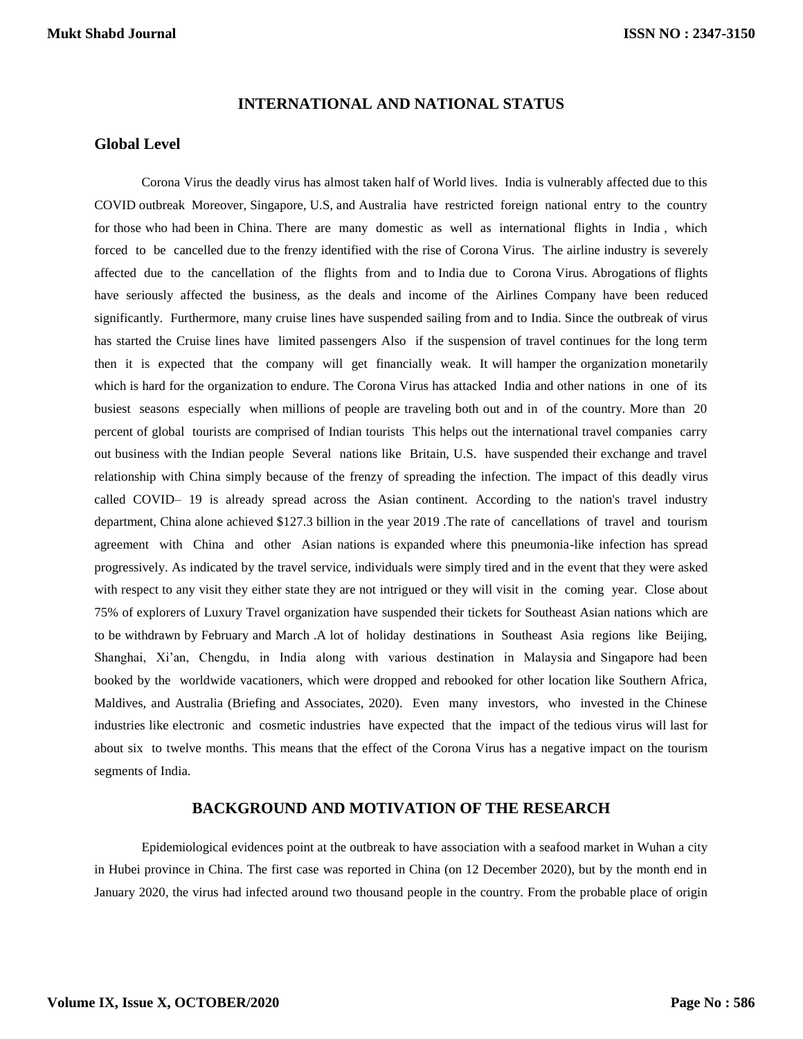## INTERNATIONAL AND NATIONAL STATUS

### Global Level

Corona Virus the deadly virus has almost taken half of World lives. India is vulnerably affected due to this COVID outbreak Moreover, Singapore, U.S, and Australia have restricted foreign national entry to the country for those who had been in China. There are many domestic as well as international flights in India , which forced to be cancelled due to the frenzy identified with the rise of Corona Virus. The airline industry is severely affected due to the cancellation of the flights from and to India due to Corona Virus. Abrogations of flights have seriously affected the business, as the deals and income of the Airlines Company have been reduced significantly. Furthermore, many cruise lines have suspended sailing from and to India. Since the outbreak of virus has started the Cruise lines have limited passengers Also if the suspension of travel continues for the long term then it is expected that the company will get financially weak. It will hamper the organization monetarily which is hard for the organization to endure. The Corona Virus has attacked India and other nations in one of its busiest seasons especially when millions of people are traveling both out and in of the country. More than 20 percent of global tourists are comprised of Indian tourists This helps out the international travel companies carry out business with the Indian people Several nations like Britain, U.S. have suspended their exchange and travel relationship with China simply because of the frenzy of spreading the infection. The impact of this deadly virus called COVID– 19 is already spread across the Asian continent. According to the nation's travel industry department, China alone achieved $127.3 billion in the year 2019 .The rate of cancellations of travel and tourism agreement with China and other Asian nations is expanded where this pneumonia-like infection has spread progressively. As indicated by the travel service, individuals were simply tired and in the event that they were asked with respect to any visit they either state they are not intrigued or they will visit in the coming year. Close about 75% of explorers of Luxury Travel organization have suspended their tickets for Southeast Asian nations which are to be withdrawn by February and March .A lot of holiday destinations in Southeast Asia regions like Beijing, Shanghai, Xi'an, Chengdu, in India along with various destination in Malaysia and Singapore had been booked by the worldwide vacationers, which were dropped and rebooked for other location like Southern Africa, Maldives, and Australia (Briefing and Associates, 2020). Even many investors, who invested in the Chinese industries like electronic and cosmetic industries have expected that the impact of the tedious virus will last for about six to twelve months. This means that the effect of the Corona Virus has a negative impact on the tourism segments of India.

## BACKGROUND AND MOTIVATION OF THE RESEARCH

Epidemiological evidences point at the outbreak to have association with a seafood market in Wuhan a city in Hubei province in China. The first case was reported in China (on 12 December 2020), but by the month end in January 2020, the virus had infected around two thousand people in the country. From the probable place of origin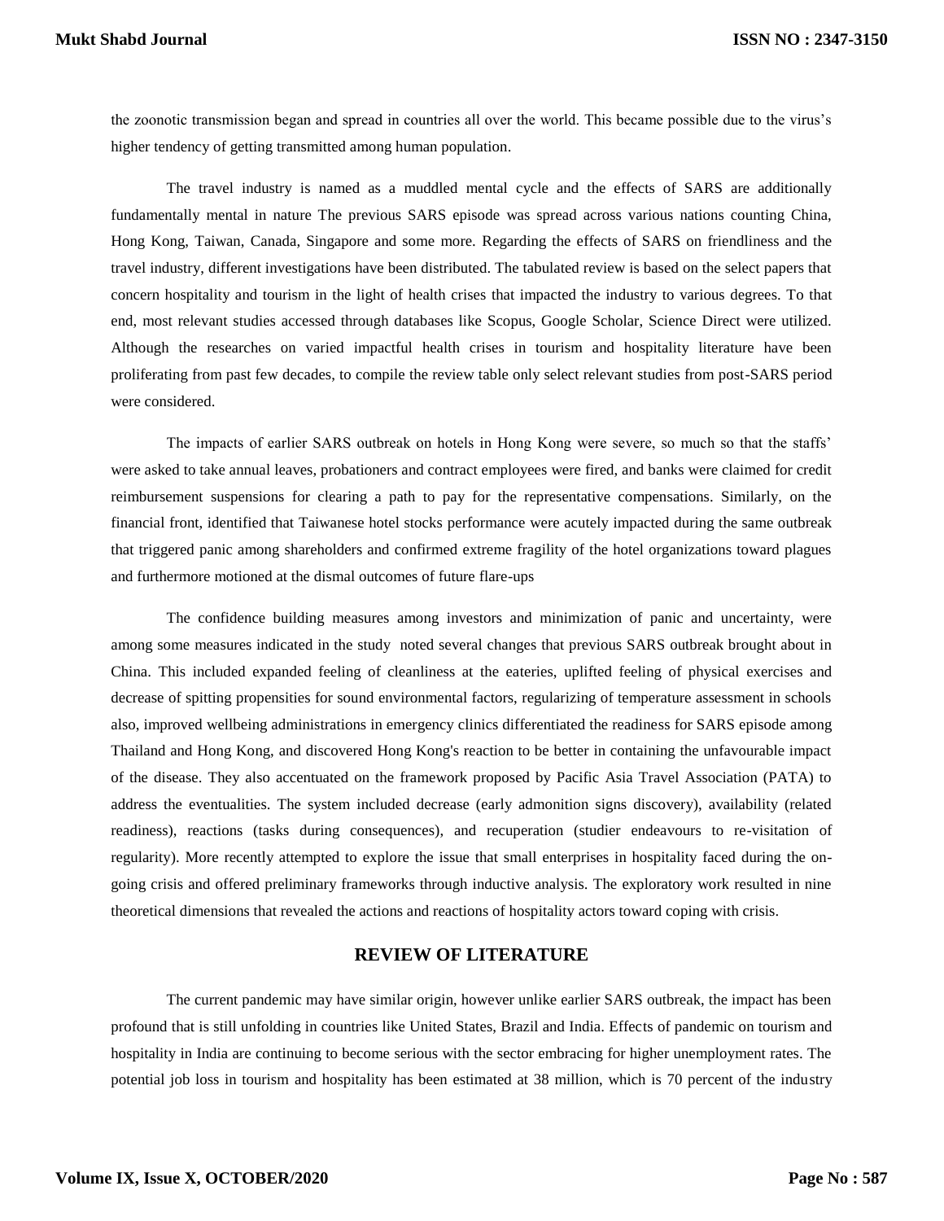the zoonotic transmission began and spread in countries all over the world. This became possible due to the virus's higher tendency of getting transmitted among human population.

The travel industry is named as a muddled mental cycle and the effects of SARS are additionally fundamentally mental in nature The previous SARS episode was spread across various nations counting China, Hong Kong, Taiwan, Canada, Singapore and some more. Regarding the effects of SARS on friendliness and the travel industry, different investigations have been distributed. The tabulated review is based on the select papers that concern hospitality and tourism in the light of health crises that impacted the industry to various degrees. To that end, most relevant studies accessed through databases like Scopus, Google Scholar, Science Direct were utilized. Although the researches on varied impactful health crises in tourism and hospitality literature have been proliferating from past few decades, to compile the review table only select relevant studies from post-SARS period were considered.

The impacts of earlier SARS outbreak on hotels in Hong Kong were severe, so much so that the staffs' were asked to take annual leaves, probationers and contract employees were fired, and banks were claimed for credit reimbursement suspensions for clearing a path to pay for the representative compensations. Similarly, on the financial front, identified that Taiwanese hotel stocks performance were acutely impacted during the same outbreak that triggered panic among shareholders and confirmed extreme fragility of the hotel organizations toward plagues and furthermore motioned at the dismal outcomes of future flare-ups

The confidence building measures among investors and minimization of panic and uncertainty, were among some measures indicated in the study noted several changes that previous SARS outbreak brought about in China. This included expanded feeling of cleanliness at the eateries, uplifted feeling of physical exercises and decrease of spitting propensities for sound environmental factors, regularizing of temperature assessment in schools also, improved wellbeing administrations in emergency clinics differentiated the readiness for SARS episode among Thailand and Hong Kong, and discovered Hong Kong's reaction to be better in containing the unfavourable impact of the disease. They also accentuated on the framework proposed by Pacific Asia Travel Association (PATA) to address the eventualities. The system included decrease (early admonition signs discovery), availability (related readiness), reactions (tasks during consequences), and recuperation (studier endeavours to re-visitation of regularity). More recently attempted to explore the issue that small enterprises in hospitality faced during the on-going crisis and offered preliminary frameworks through inductive analysis. The exploratory work resulted in nine theoretical dimensions that revealed the actions and reactions of hospitality actors toward coping with crisis.

## REVIEW OF LITERATURE

The current pandemic may have similar origin, however unlike earlier SARS outbreak, the impact has been profound that is still unfolding in countries like United States, Brazil and India. Effects of pandemic on tourism and hospitality in India are continuing to become serious with the sector embracing for higher unemployment rates. The potential job loss in tourism and hospitality has been estimated at 38 million, which is 70 percent of the industry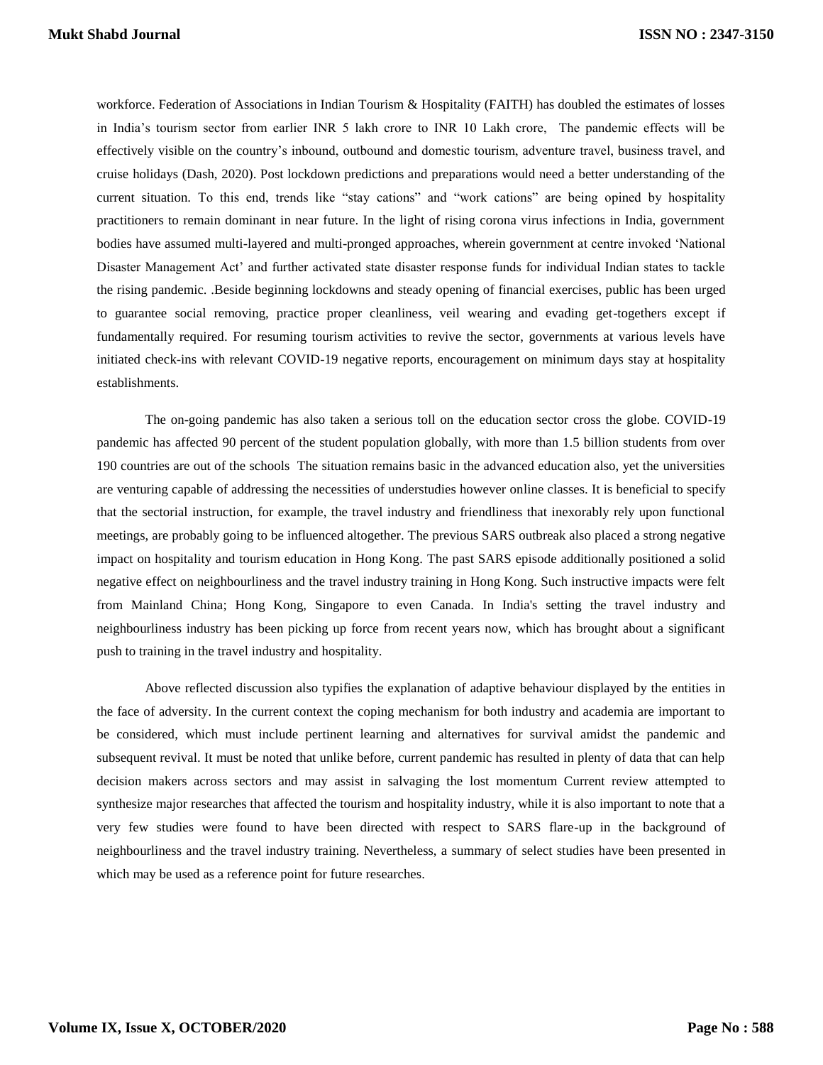workforce. Federation of Associations in Indian Tourism & Hospitality (FAITH) has doubled the estimates of losses in India's tourism sector from earlier INR 5 lakh crore to INR 10 Lakh crore, The pandemic effects will be effectively visible on the country's inbound, outbound and domestic tourism, adventure travel, business travel, and cruise holidays (Dash, 2020). Post lockdown predictions and preparations would need a better understanding of the current situation. To this end, trends like "stay cations" and "work cations" are being opined by hospitality practitioners to remain dominant in near future. In the light of rising corona virus infections in India, government bodies have assumed multi-layered and multi-pronged approaches, wherein government at centre invoked 'National Disaster Management Act' and further activated state disaster response funds for individual Indian states to tackle the rising pandemic. .Beside beginning lockdowns and steady opening of financial exercises, public has been urged to guarantee social removing, practice proper cleanliness, veil wearing and evading get-togethers except if fundamentally required. For resuming tourism activities to revive the sector, governments at various levels have initiated check-ins with relevant COVID-19 negative reports, encouragement on minimum days stay at hospitality establishments.

The on-going pandemic has also taken a serious toll on the education sector cross the globe. COVID-19 pandemic has affected 90 percent of the student population globally, with more than 1.5 billion students from over 190 countries are out of the schools The situation remains basic in the advanced education also, yet the universities are venturing capable of addressing the necessities of understudies however online classes. It is beneficial to specify that the sectorial instruction, for example, the travel industry and friendliness that inexorably rely upon functional meetings, are probably going to be influenced altogether. The previous SARS outbreak also placed a strong negative impact on hospitality and tourism education in Hong Kong. The past SARS episode additionally positioned a solid negative effect on neighbourliness and the travel industry training in Hong Kong. Such instructive impacts were felt from Mainland China; Hong Kong, Singapore to even Canada. In India's setting the travel industry and neighbourliness industry has been picking up force from recent years now, which has brought about a significant push to training in the travel industry and hospitality.

Above reflected discussion also typifies the explanation of adaptive behaviour displayed by the entities in the face of adversity. In the current context the coping mechanism for both industry and academia are important to be considered, which must include pertinent learning and alternatives for survival amidst the pandemic and subsequent revival. It must be noted that unlike before, current pandemic has resulted in plenty of data that can help decision makers across sectors and may assist in salvaging the lost momentum Current review attempted to synthesize major researches that affected the tourism and hospitality industry, while it is also important to note that a very few studies were found to have been directed with respect to SARS flare-up in the background of neighbourliness and the travel industry training. Nevertheless, a summary of select studies have been presented in which may be used as a reference point for future researches.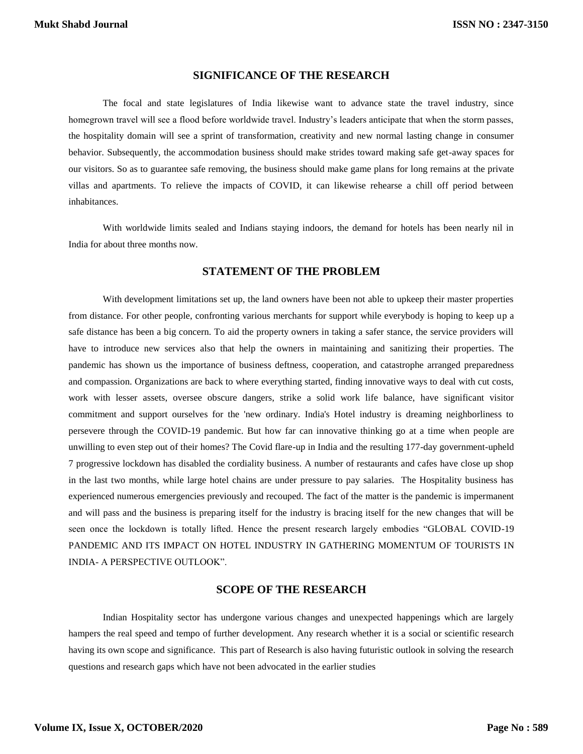## SIGNIFICANCE OF THE RESEARCH

The focal and state legislatures of India likewise want to advance state the travel industry, since homegrown travel will see a flood before worldwide travel. Industry's leaders anticipate that when the storm passes, the hospitality domain will see a sprint of transformation, creativity and new normal lasting change in consumer behavior. Subsequently, the accommodation business should make strides toward making safe get-away spaces for our visitors. So as to guarantee safe removing, the business should make game plans for long remains at the private villas and apartments. To relieve the impacts of COVID, it can likewise rehearse a chill off period between inhabitances.

With worldwide limits sealed and Indians staying indoors, the demand for hotels has been nearly nil in India for about three months now.

## STATEMENT OF THE PROBLEM

With development limitations set up, the land owners have been not able to upkeep their master properties from distance. For other people, confronting various merchants for support while everybody is hoping to keep up a safe distance has been a big concern. To aid the property owners in taking a safer stance, the service providers will have to introduce new services also that help the owners in maintaining and sanitizing their properties. The pandemic has shown us the importance of business deftness, cooperation, and catastrophe arranged preparedness and compassion. Organizations are back to where everything started, finding innovative ways to deal with cut costs, work with lesser assets, oversee obscure dangers, strike a solid work life balance, have significant visitor commitment and support ourselves for the 'new ordinary. India's Hotel industry is dreaming neighborliness to persevere through the COVID-19 pandemic. But how far can innovative thinking go at a time when people are unwilling to even step out of their homes? The Covid flare-up in India and the resulting 177-day government-upheld 7 progressive lockdown has disabled the cordiality business. A number of restaurants and cafes have close up shop in the last two months, while large hotel chains are under pressure to pay salaries. The Hospitality business has experienced numerous emergencies previously and recouped. The fact of the matter is the pandemic is impermanent and will pass and the business is preparing itself for the industry is bracing itself for the new changes that will be seen once the lockdown is totally lifted. Hence the present research largely embodies "GLOBAL COVID-19 PANDEMIC AND ITS IMPACT ON HOTEL INDUSTRY IN GATHERING MOMENTUM OF TOURISTS IN INDIA- A PERSPECTIVE OUTLOOK".

## SCOPE OF THE RESEARCH

Indian Hospitality sector has undergone various changes and unexpected happenings which are largely hampers the real speed and tempo of further development. Any research whether it is a social or scientific research having its own scope and significance. This part of Research is also having futuristic outlook in solving the research questions and research gaps which have not been advocated in the earlier studies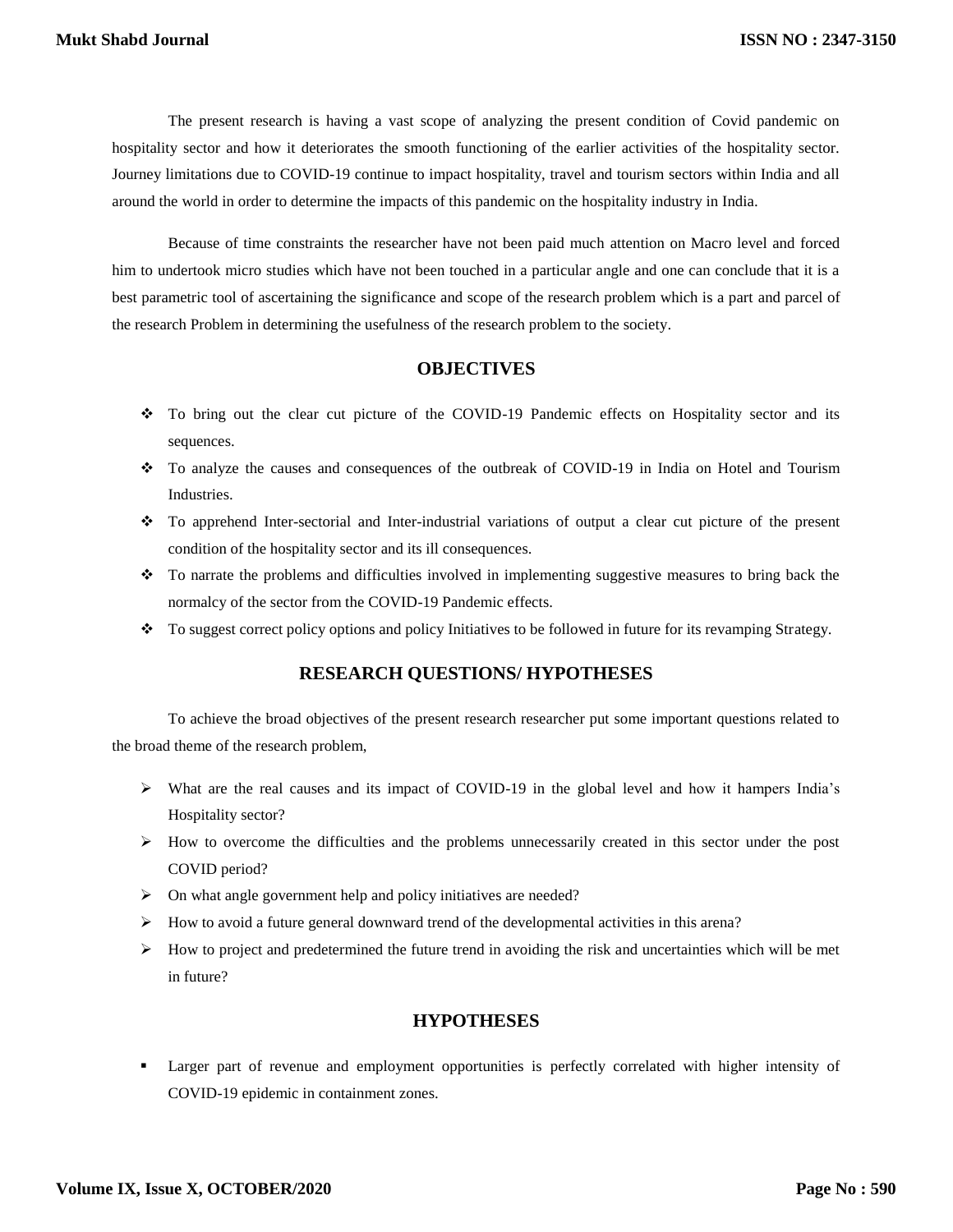The present research is having a vast scope of analyzing the present condition of Covid pandemic on hospitality sector and how it deteriorates the smooth functioning of the earlier activities of the hospitality sector. Journey limitations due to COVID-19 continue to impact hospitality, travel and tourism sectors within India and all around the world in order to determine the impacts of this pandemic on the hospitality industry in India.

Because of time constraints the researcher have not been paid much attention on Macro level and forced him to undertook micro studies which have not been touched in a particular angle and one can conclude that it is a best parametric tool of ascertaining the significance and scope of the research problem which is a part and parcel of the research Problem in determining the usefulness of the research problem to the society.

## OBJECTIVES

- To bring out the clear cut picture of the COVID-19 Pandemic effects on Hospitality sector and its sequences.
- To analyze the causes and consequences of the outbreak of COVID-19 in India on Hotel and Tourism Industries.
- To apprehend Inter-sectorial and Inter-industrial variations of output a clear cut picture of the present condition of the hospitality sector and its ill consequences.
- To narrate the problems and difficulties involved in implementing suggestive measures to bring back the normalcy of the sector from the COVID-19 Pandemic effects.
- To suggest correct policy options and policy Initiatives to be followed in future for its revamping Strategy.

## RESEARCH QUESTIONS/ HYPOTHESES

To achieve the broad objectives of the present research researcher put some important questions related to the broad theme of the research problem,

- What are the real causes and its impact of COVID-19 in the global level and how it hampers India's Hospitality sector?
- How to overcome the difficulties and the problems unnecessarily created in this sector under the post COVID period?
- On what angle government help and policy initiatives are needed?
- How to avoid a future general downward trend of the developmental activities in this arena?
- How to project and predetermined the future trend in avoiding the risk and uncertainties which will be met in future?

## HYPOTHESES

- Larger part of revenue and employment opportunities is perfectly correlated with higher intensity of COVID-19 epidemic in containment zones.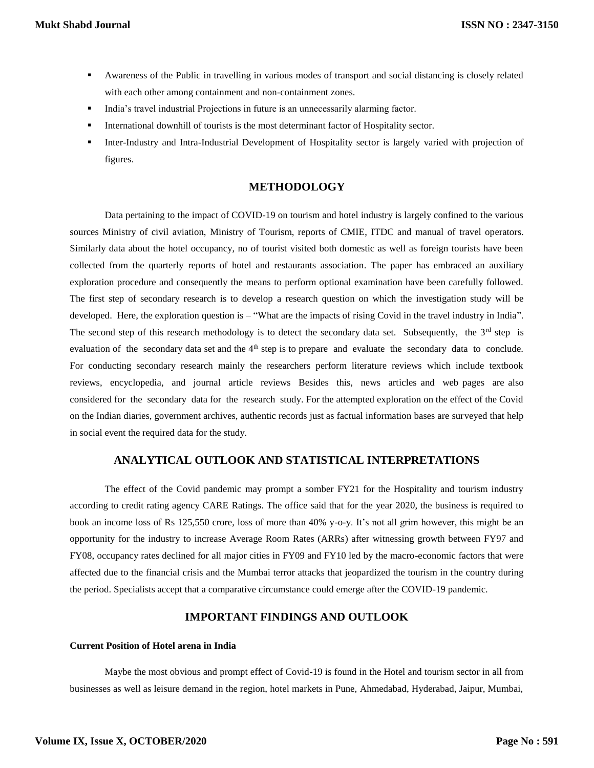- Awareness of the Public in travelling in various modes of transport and social distancing is closely related with each other among containment and non-containment zones.
- India's travel industrial Projections in future is an unnecessarily alarming factor.
- International downhill of tourists is the most determinant factor of Hospitality sector.
- Inter-Industry and Intra-Industrial Development of Hospitality sector is largely varied with projection of figures.

## METHODOLOGY

Data pertaining to the impact of COVID-19 on tourism and hotel industry is largely confined to the various sources Ministry of civil aviation, Ministry of Tourism, reports of CMIE, ITDC and manual of travel operators. Similarly data about the hotel occupancy, no of tourist visited both domestic as well as foreign tourists have been collected from the quarterly reports of hotel and restaurants association. The paper has embraced an auxiliary exploration procedure and consequently the means to perform optional examination have been carefully followed. The first step of secondary research is to develop a research question on which the investigation study will be developed. Here, the exploration question is – "What are the impacts of rising Covid in the travel industry in India". The second step of this research methodology is to detect the secondary data set. Subsequently, the 3rd step is evaluation of the secondary data set and the 4th step is to prepare and evaluate the secondary data to conclude. For conducting secondary research mainly the researchers perform literature reviews which include textbook reviews, encyclopedia, and journal article reviews Besides this, news articles and web pages are also considered for the secondary data for the research study. For the attempted exploration on the effect of the Covid on the Indian diaries, government archives, authentic records just as factual information bases are surveyed that help in social event the required data for the study.

## ANALYTICAL OUTLOOK AND STATISTICAL INTERPRETATIONS

The effect of the Covid pandemic may prompt a somber FY21 for the Hospitality and tourism industry according to credit rating agency CARE Ratings. The office said that for the year 2020, the business is required to book an income loss of Rs 125,550 crore, loss of more than 40% y-o-y. It's not all grim however, this might be an opportunity for the industry to increase Average Room Rates (ARRs) after witnessing growth between FY97 and FY08, occupancy rates declined for all major cities in FY09 and FY10 led by the macro-economic factors that were affected due to the financial crisis and the Mumbai terror attacks that jeopardized the tourism in the country during the period. Specialists accept that a comparative circumstance could emerge after the COVID-19 pandemic.

## IMPORTANT FINDINGS AND OUTLOOK

**Current Position of Hotel arena in India**

Maybe the most obvious and prompt effect of Covid-19 is found in the Hotel and tourism sector in all from businesses as well as leisure demand in the region, hotel markets in Pune, Ahmedabad, Hyderabad, Jaipur, Mumbai,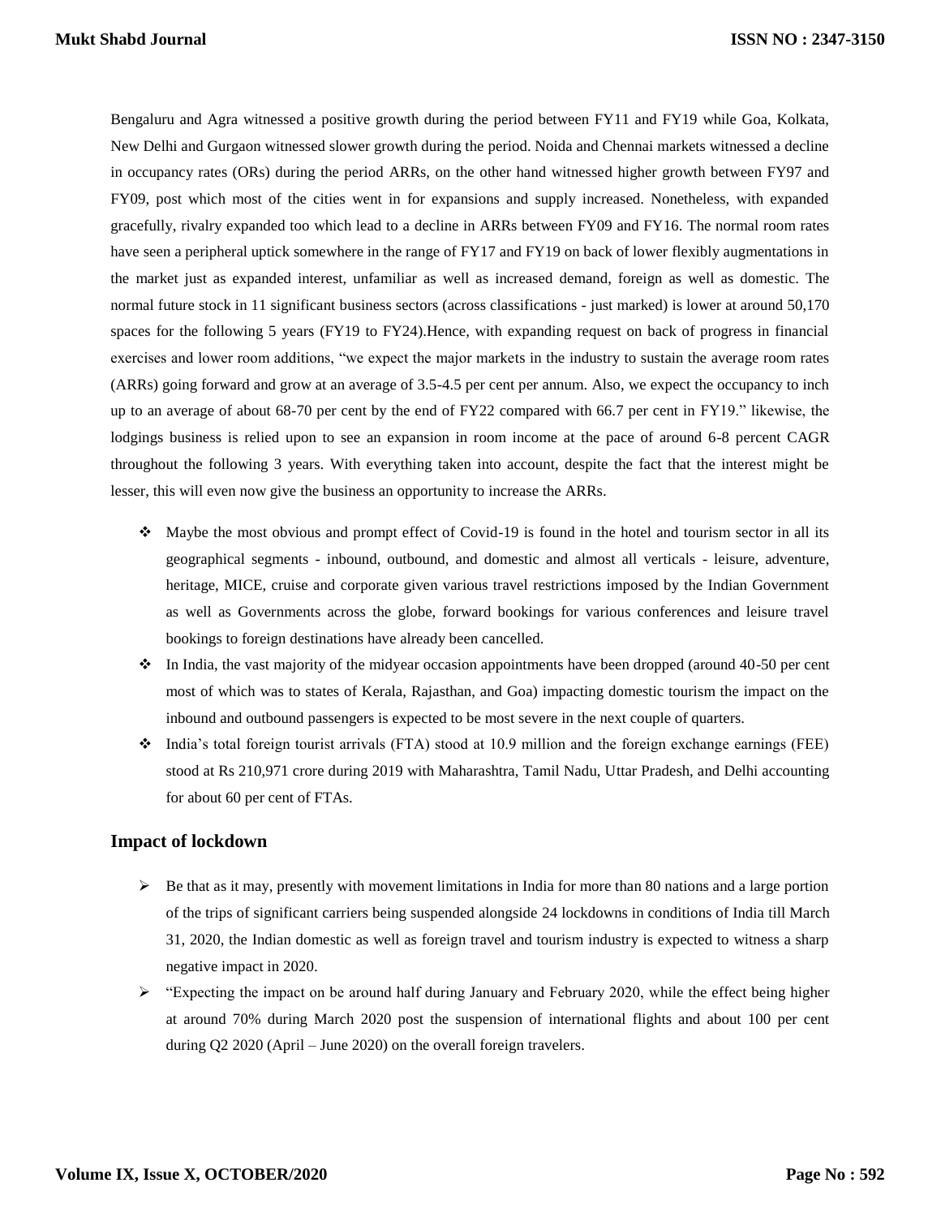Bengaluru and Agra witnessed a positive growth during the period between FY11 and FY19 while Goa, Kolkata, New Delhi and Gurgaon witnessed slower growth during the period. Noida and Chennai markets witnessed a decline in occupancy rates (ORs) during the period ARRs, on the other hand witnessed higher growth between FY97 and FY09, post which most of the cities went in for expansions and supply increased. Nonetheless, with expanded gracefully, rivalry expanded too which lead to a decline in ARRs between FY09 and FY16. The normal room rates have seen a peripheral uptick somewhere in the range of FY17 and FY19 on back of lower flexibly augmentations in the market just as expanded interest, unfamiliar as well as increased demand, foreign as well as domestic. The normal future stock in 11 significant business sectors (across classifications - just marked) is lower at around 50,170 spaces for the following 5 years (FY19 to FY24).Hence, with expanding request on back of progress in financial exercises and lower room additions, "we expect the major markets in the industry to sustain the average room rates (ARRs) going forward and grow at an average of 3.5-4.5 per cent per annum. Also, we expect the occupancy to inch up to an average of about 68-70 per cent by the end of FY22 compared with 66.7 per cent in FY19." likewise, the lodgings business is relied upon to see an expansion in room income at the pace of around 6-8 percent CAGR throughout the following 3 years. With everything taken into account, despite the fact that the interest might be lesser, this will even now give the business an opportunity to increase the ARRs.

- Maybe the most obvious and prompt effect of Covid-19 is found in the hotel and tourism sector in all its geographical segments - inbound, outbound, and domestic and almost all verticals - leisure, adventure, heritage, MICE, cruise and corporate given various travel restrictions imposed by the Indian Government as well as Governments across the globe, forward bookings for various conferences and leisure travel bookings to foreign destinations have already been cancelled.
- In India, the vast majority of the midyear occasion appointments have been dropped (around 40-50 per cent most of which was to states of Kerala, Rajasthan, and Goa) impacting domestic tourism the impact on the inbound and outbound passengers is expected to be most severe in the next couple of quarters.
- India's total foreign tourist arrivals (FTA) stood at 10.9 million and the foreign exchange earnings (FEE) stood at Rs 210,971 crore during 2019 with Maharashtra, Tamil Nadu, Uttar Pradesh, and Delhi accounting for about 60 per cent of FTAs.

## Impact of lockdown

- Be that as it may, presently with movement limitations in India for more than 80 nations and a large portion of the trips of significant carriers being suspended alongside 24 lockdowns in conditions of India till March 31, 2020, the Indian domestic as well as foreign travel and tourism industry is expected to witness a sharp negative impact in 2020.
- "Expecting the impact on be around half during January and February 2020, while the effect being higher at around 70% during March 2020 post the suspension of international flights and about 100 per cent during Q2 2020 (April – June 2020) on the overall foreign travelers.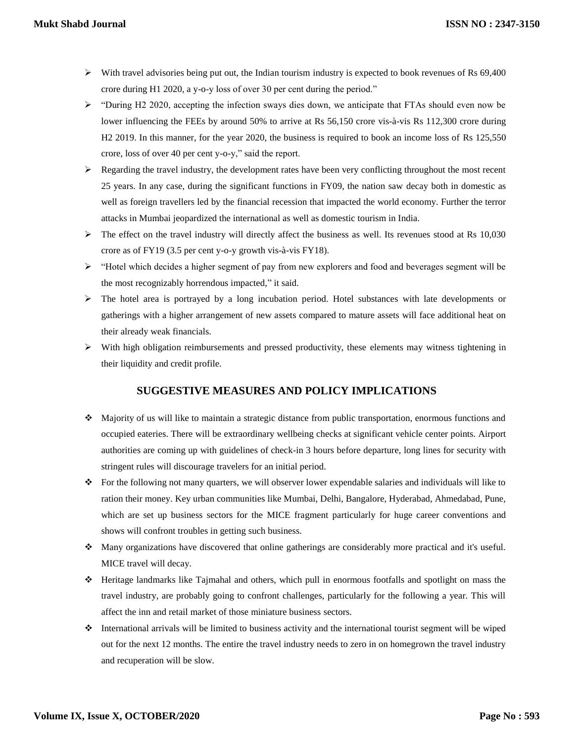- With travel advisories being put out, the Indian tourism industry is expected to book revenues of Rs 69,400 crore during H1 2020, a y-o-y loss of over 30 per cent during the period."
- "During H2 2020, accepting the infection sways dies down, we anticipate that FTAs should even now be lower influencing the FEEs by around 50% to arrive at Rs 56,150 crore vis-à-vis Rs 112,300 crore during H2 2019. In this manner, for the year 2020, the business is required to book an income loss of Rs 125,550 crore, loss of over 40 per cent y-o-y," said the report.
- Regarding the travel industry, the development rates have been very conflicting throughout the most recent 25 years. In any case, during the significant functions in FY09, the nation saw decay both in domestic as well as foreign travellers led by the financial recession that impacted the world economy. Further the terror attacks in Mumbai jeopardized the international as well as domestic tourism in India.
- The effect on the travel industry will directly affect the business as well. Its revenues stood at Rs 10,030 crore as of FY19 (3.5 per cent y-o-y growth vis-à-vis FY18).
- "Hotel which decides a higher segment of pay from new explorers and food and beverages segment will be the most recognizably horrendous impacted," it said.
- The hotel area is portrayed by a long incubation period. Hotel substances with late developments or gatherings with a higher arrangement of new assets compared to mature assets will face additional heat on their already weak financials.
- With high obligation reimbursements and pressed productivity, these elements may witness tightening in their liquidity and credit profile.

## SUGGESTIVE MEASURES AND POLICY IMPLICATIONS

- Majority of us will like to maintain a strategic distance from public transportation, enormous functions and occupied eateries. There will be extraordinary wellbeing checks at significant vehicle center points. Airport authorities are coming up with guidelines of check-in 3 hours before departure, long lines for security with stringent rules will discourage travelers for an initial period.
- For the following not many quarters, we will observer lower expendable salaries and individuals will like to ration their money. Key urban communities like Mumbai, Delhi, Bangalore, Hyderabad, Ahmedabad, Pune, which are set up business sectors for the MICE fragment particularly for huge career conventions and shows will confront troubles in getting such business.
- Many organizations have discovered that online gatherings are considerably more practical and it's useful. MICE travel will decay.
- Heritage landmarks like Tajmahal and others, which pull in enormous footfalls and spotlight on mass the travel industry, are probably going to confront challenges, particularly for the following a year. This will affect the inn and retail market of those miniature business sectors.
- International arrivals will be limited to business activity and the international tourist segment will be wiped out for the next 12 months. The entire the travel industry needs to zero in on homegrown the travel industry and recuperation will be slow.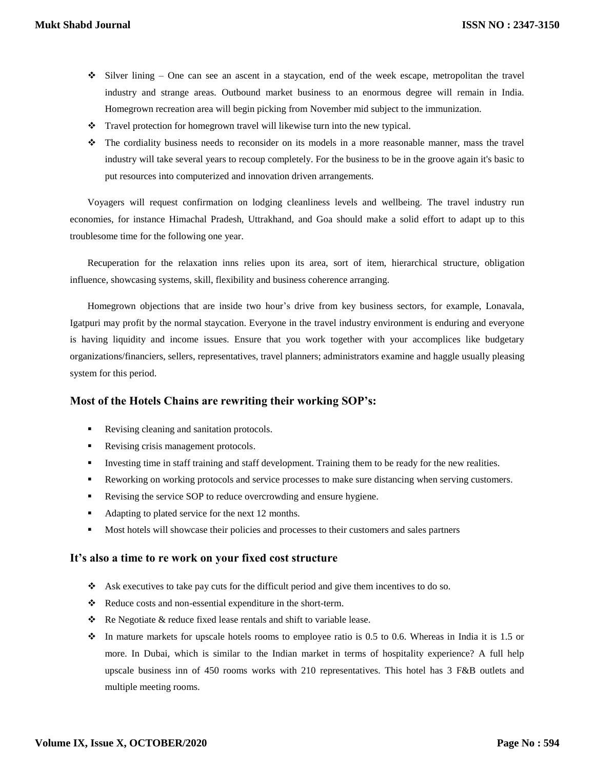- Silver lining – One can see an ascent in a staycation, end of the week escape, metropolitan the travel industry and strange areas. Outbound market business to an enormous degree will remain in India. Homegrown recreation area will begin picking from November mid subject to the immunization.
- Travel protection for homegrown travel will likewise turn into the new typical.
- The cordiality business needs to reconsider on its models in a more reasonable manner, mass the travel industry will take several years to recoup completely. For the business to be in the groove again it's basic to put resources into computerized and innovation driven arrangements.

Voyagers will request confirmation on lodging cleanliness levels and wellbeing. The travel industry run economies, for instance Himachal Pradesh, Uttrakhand, and Goa should make a solid effort to adapt up to this troublesome time for the following one year.

Recuperation for the relaxation inns relies upon its area, sort of item, hierarchical structure, obligation influence, showcasing systems, skill, flexibility and business coherence arranging.

Homegrown objections that are inside two hour's drive from key business sectors, for example, Lonavala, Igatpuri may profit by the normal staycation. Everyone in the travel industry environment is enduring and everyone is having liquidity and income issues. Ensure that you work together with your accomplices like budgetary organizations/financiers, sellers, representatives, travel planners; administrators examine and haggle usually pleasing system for this period.

### Most of the Hotels Chains are rewriting their working SOP's:

- Revising cleaning and sanitation protocols.
- Revising crisis management protocols.
- Investing time in staff training and staff development. Training them to be ready for the new realities.
- Reworking on working protocols and service processes to make sure distancing when serving customers.
- Revising the service SOP to reduce overcrowding and ensure hygiene.
- Adapting to plated service for the next 12 months.
- Most hotels will showcase their policies and processes to their customers and sales partners

### It's also a time to re work on your fixed cost structure

- Ask executives to take pay cuts for the difficult period and give them incentives to do so.
- Reduce costs and non-essential expenditure in the short-term.
- Re Negotiate & reduce fixed lease rentals and shift to variable lease.
- In mature markets for upscale hotels rooms to employee ratio is 0.5 to 0.6. Whereas in India it is 1.5 or more. In Dubai, which is similar to the Indian market in terms of hospitality experience? A full help upscale business inn of 450 rooms works with 210 representatives. This hotel has 3 F&B outlets and multiple meeting rooms.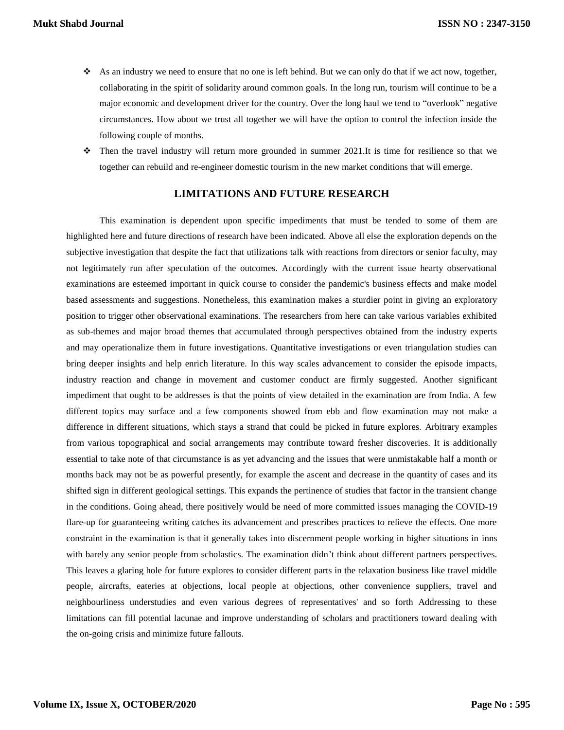- As an industry we need to ensure that no one is left behind. But we can only do that if we act now, together, collaborating in the spirit of solidarity around common goals. In the long run, tourism will continue to be a major economic and development driver for the country. Over the long haul we tend to "overlook" negative circumstances. How about we trust all together we will have the option to control the infection inside the following couple of months.
- Then the travel industry will return more grounded in summer 2021.It is time for resilience so that we together can rebuild and re-engineer domestic tourism in the new market conditions that will emerge.

## LIMITATIONS AND FUTURE RESEARCH

This examination is dependent upon specific impediments that must be tended to some of them are highlighted here and future directions of research have been indicated. Above all else the exploration depends on the subjective investigation that despite the fact that utilizations talk with reactions from directors or senior faculty, may not legitimately run after speculation of the outcomes. Accordingly with the current issue hearty observational examinations are esteemed important in quick course to consider the pandemic's business effects and make model based assessments and suggestions. Nonetheless, this examination makes a sturdier point in giving an exploratory position to trigger other observational examinations. The researchers from here can take various variables exhibited as sub-themes and major broad themes that accumulated through perspectives obtained from the industry experts and may operationalize them in future investigations. Quantitative investigations or even triangulation studies can bring deeper insights and help enrich literature. In this way scales advancement to consider the episode impacts, industry reaction and change in movement and customer conduct are firmly suggested. Another significant impediment that ought to be addresses is that the points of view detailed in the examination are from India. A few different topics may surface and a few components showed from ebb and flow examination may not make a difference in different situations, which stays a strand that could be picked in future explores. Arbitrary examples from various topographical and social arrangements may contribute toward fresher discoveries. It is additionally essential to take note of that circumstance is as yet advancing and the issues that were unmistakable half a month or months back may not be as powerful presently, for example the ascent and decrease in the quantity of cases and its shifted sign in different geological settings. This expands the pertinence of studies that factor in the transient change in the conditions. Going ahead, there positively would be need of more committed issues managing the COVID-19 flare-up for guaranteeing writing catches its advancement and prescribes practices to relieve the effects. One more constraint in the examination is that it generally takes into discernment people working in higher situations in inns with barely any senior people from scholastics. The examination didn't think about different partners perspectives. This leaves a glaring hole for future explores to consider different parts in the relaxation business like travel middle people, aircrafts, eateries at objections, local people at objections, other convenience suppliers, travel and neighbourliness understudies and even various degrees of representatives' and so forth Addressing to these limitations can fill potential lacunae and improve understanding of scholars and practitioners toward dealing with the on-going crisis and minimize future fallouts.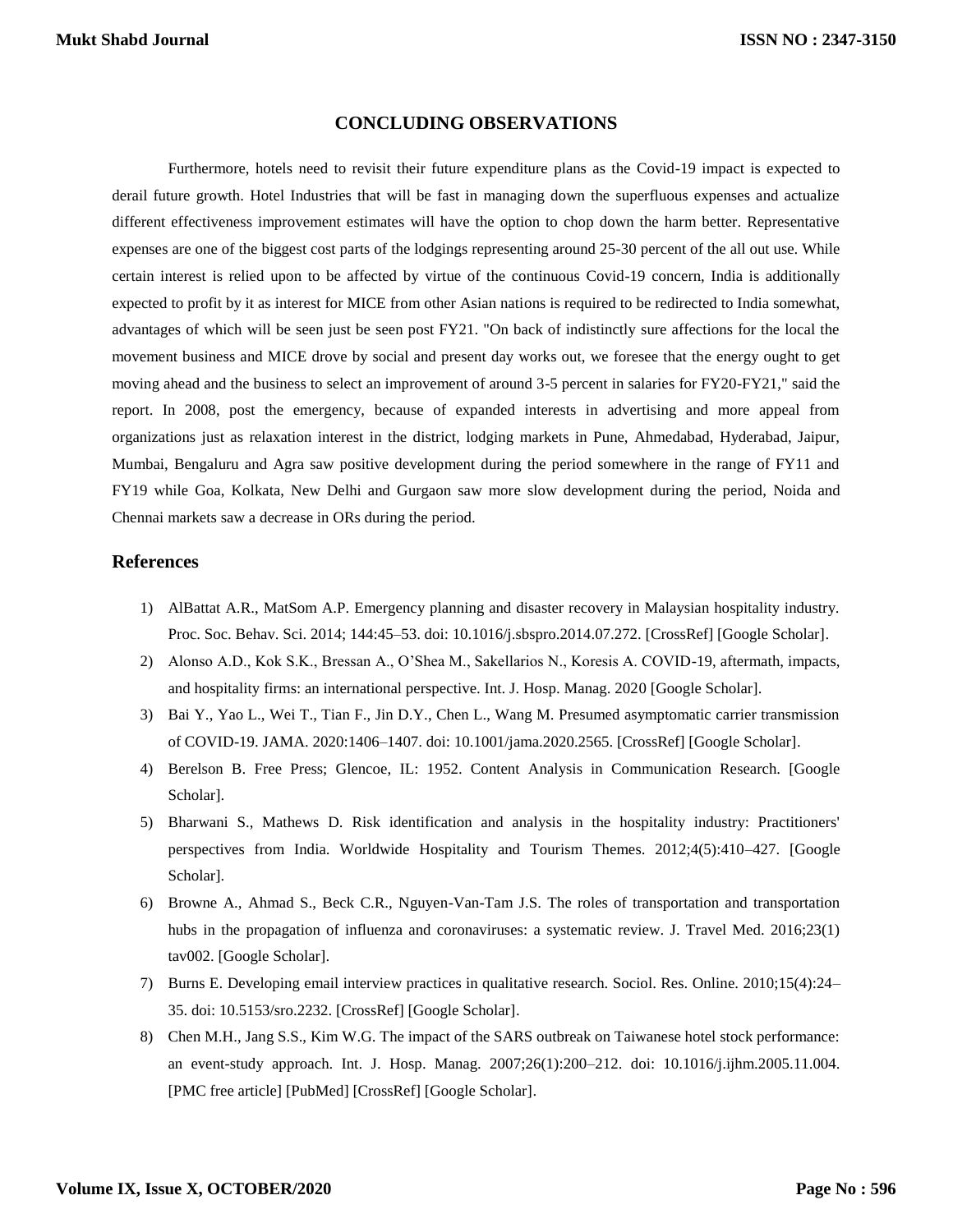## CONCLUDING OBSERVATIONS

Furthermore, hotels need to revisit their future expenditure plans as the Covid-19 impact is expected to derail future growth. Hotel Industries that will be fast in managing down the superfluous expenses and actualize different effectiveness improvement estimates will have the option to chop down the harm better. Representative expenses are one of the biggest cost parts of the lodgings representing around 25-30 percent of the all out use. While certain interest is relied upon to be affected by virtue of the continuous Covid-19 concern, India is additionally expected to profit by it as interest for MICE from other Asian nations is required to be redirected to India somewhat, advantages of which will be seen just be seen post FY21. "On back of indistinctly sure affections for the local the movement business and MICE drove by social and present day works out, we foresee that the energy ought to get moving ahead and the business to select an improvement of around 3-5 percent in salaries for FY20-FY21," said the report. In 2008, post the emergency, because of expanded interests in advertising and more appeal from organizations just as relaxation interest in the district, lodging markets in Pune, Ahmedabad, Hyderabad, Jaipur, Mumbai, Bengaluru and Agra saw positive development during the period somewhere in the range of FY11 and FY19 while Goa, Kolkata, New Delhi and Gurgaon saw more slow development during the period, Noida and Chennai markets saw a decrease in ORs during the period.

## References

1) AlBattat A.R., MatSom A.P. Emergency planning and disaster recovery in Malaysian hospitality industry. Proc. Soc. Behav. Sci. 2014; 144:45–53. doi: 10.1016/j.sbspro.2014.07.272. [CrossRef] [Google Scholar].
2) Alonso A.D., Kok S.K., Bressan A., O'Shea M., Sakellarios N., Koresis A. COVID-19, aftermath, impacts, and hospitality firms: an international perspective. Int. J. Hosp. Manag. 2020 [Google Scholar].
3) Bai Y., Yao L., Wei T., Tian F., Jin D.Y., Chen L., Wang M. Presumed asymptomatic carrier transmission of COVID-19. JAMA. 2020:1406–1407. doi: 10.1001/jama.2020.2565. [CrossRef] [Google Scholar].
4) Berelson B. Free Press; Glencoe, IL: 1952. Content Analysis in Communication Research. [Google Scholar].
5) Bharwani S., Mathews D. Risk identification and analysis in the hospitality industry: Practitioners' perspectives from India. Worldwide Hospitality and Tourism Themes. 2012;4(5):410–427. [Google Scholar].
6) Browne A., Ahmad S., Beck C.R., Nguyen-Van-Tam J.S. The roles of transportation and transportation hubs in the propagation of influenza and coronaviruses: a systematic review. J. Travel Med. 2016;23(1) tav002. [Google Scholar].
7) Burns E. Developing email interview practices in qualitative research. Sociol. Res. Online. 2010;15(4):24–35. doi: 10.5153/sro.2232. [CrossRef] [Google Scholar].
8) Chen M.H., Jang S.S., Kim W.G. The impact of the SARS outbreak on Taiwanese hotel stock performance: an event-study approach. Int. J. Hosp. Manag. 2007;26(1):200–212. doi: 10.1016/j.ijhm.2005.11.004. [PMC free article] [PubMed] [CrossRef] [Google Scholar].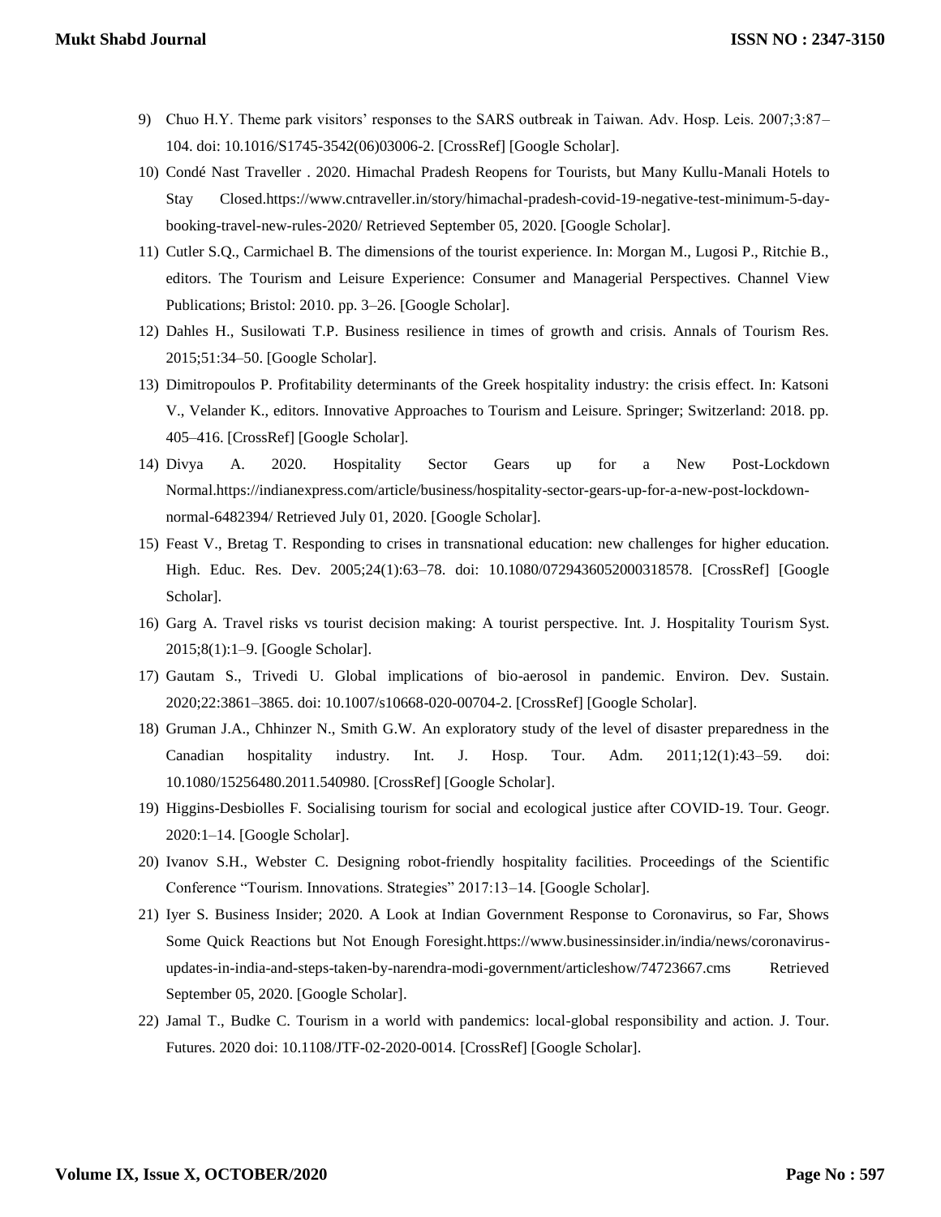9) Chuo H.Y. Theme park visitors' responses to the SARS outbreak in Taiwan. Adv. Hosp. Leis. 2007;3:87–104. doi: 10.1016/S1745-3542(06)03006-2. [CrossRef] [Google Scholar].
10) Condé Nast Traveller . 2020. Himachal Pradesh Reopens for Tourists, but Many Kullu-Manali Hotels to Stay Closed.https://www.cntraveller.in/story/himachal-pradesh-covid-19-negative-test-minimum-5-day-booking-travel-new-rules-2020/ Retrieved September 05, 2020. [Google Scholar].
11) Cutler S.Q., Carmichael B. The dimensions of the tourist experience. In: Morgan M., Lugosi P., Ritchie B., editors. The Tourism and Leisure Experience: Consumer and Managerial Perspectives. Channel View Publications; Bristol: 2010. pp. 3–26. [Google Scholar].
12) Dahles H., Susilowati T.P. Business resilience in times of growth and crisis. Annals of Tourism Res. 2015;51:34–50. [Google Scholar].
13) Dimitropoulos P. Profitability determinants of the Greek hospitality industry: the crisis effect. In: Katsoni V., Velander K., editors. Innovative Approaches to Tourism and Leisure. Springer; Switzerland: 2018. pp. 405–416. [CrossRef] [Google Scholar].
14) Divya A. 2020. Hospitality Sector Gears up for a New Post-Lockdown Normal.https://indianexpress.com/article/business/hospitality-sector-gears-up-for-a-new-post-lockdown-normal-6482394/ Retrieved July 01, 2020. [Google Scholar].
15) Feast V., Bretag T. Responding to crises in transnational education: new challenges for higher education. High. Educ. Res. Dev. 2005;24(1):63–78. doi: 10.1080/0729436052000318578. [CrossRef] [Google Scholar].
16) Garg A. Travel risks vs tourist decision making: A tourist perspective. Int. J. Hospitality Tourism Syst. 2015;8(1):1–9. [Google Scholar].
17) Gautam S., Trivedi U. Global implications of bio-aerosol in pandemic. Environ. Dev. Sustain. 2020;22:3861–3865. doi: 10.1007/s10668-020-00704-2. [CrossRef] [Google Scholar].
18) Gruman J.A., Chhinzer N., Smith G.W. An exploratory study of the level of disaster preparedness in the Canadian hospitality industry. Int. J. Hosp. Tour. Adm. 2011;12(1):43–59. doi: 10.1080/15256480.2011.540980. [CrossRef] [Google Scholar].
19) Higgins-Desbiolles F. Socialising tourism for social and ecological justice after COVID-19. Tour. Geogr. 2020:1–14. [Google Scholar].
20) Ivanov S.H., Webster C. Designing robot-friendly hospitality facilities. Proceedings of the Scientific Conference "Tourism. Innovations. Strategies" 2017:13–14. [Google Scholar].
21) Iyer S. Business Insider; 2020. A Look at Indian Government Response to Coronavirus, so Far, Shows Some Quick Reactions but Not Enough Foresight.https://www.businessinsider.in/india/news/coronavirus-updates-in-india-and-steps-taken-by-narendra-modi-government/articleshow/74723667.cms Retrieved September 05, 2020. [Google Scholar].
22) Jamal T., Budke C. Tourism in a world with pandemics: local-global responsibility and action. J. Tour. Futures. 2020 doi: 10.1108/JTF-02-2020-0014. [CrossRef] [Google Scholar].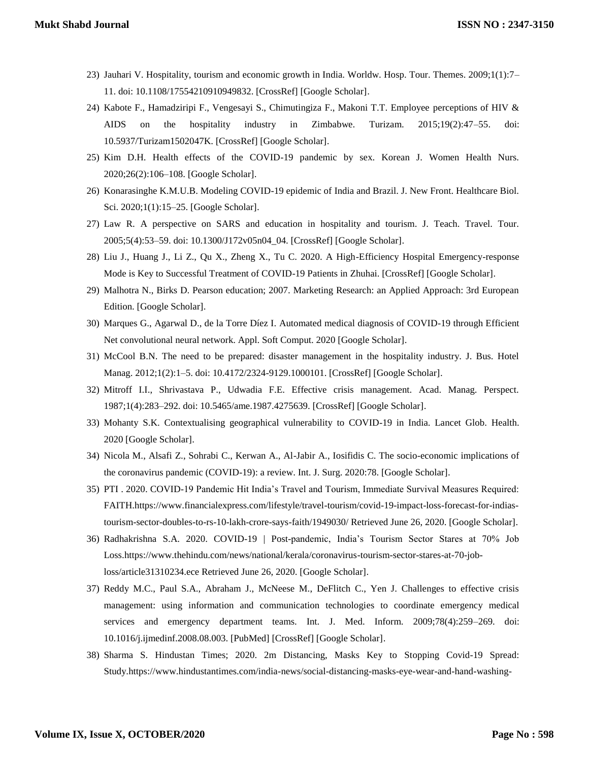23) Jauhari V. Hospitality, tourism and economic growth in India. Worldw. Hosp. Tour. Themes. 2009;1(1):7–11. doi: 10.1108/17554210910949832. [CrossRef] [Google Scholar].
24) Kabote F., Hamadziripi F., Vengesayi S., Chimutingiza F., Makoni T.T. Employee perceptions of HIV & AIDS on the hospitality industry in Zimbabwe. Turizam. 2015;19(2):47–55. doi: 10.5937/Turizam1502047K. [CrossRef] [Google Scholar].
25) Kim D.H. Health effects of the COVID-19 pandemic by sex. Korean J. Women Health Nurs. 2020;26(2):106–108. [Google Scholar].
26) Konarasinghe K.M.U.B. Modeling COVID-19 epidemic of India and Brazil. J. New Front. Healthcare Biol. Sci. 2020;1(1):15–25. [Google Scholar].
27) Law R. A perspective on SARS and education in hospitality and tourism. J. Teach. Travel. Tour. 2005;5(4):53–59. doi: 10.1300/J172v05n04_04. [CrossRef] [Google Scholar].
28) Liu J., Huang J., Li Z., Qu X., Zheng X., Tu C. 2020. A High-Efficiency Hospital Emergency-response Mode is Key to Successful Treatment of COVID-19 Patients in Zhuhai. [CrossRef] [Google Scholar].
29) Malhotra N., Birks D. Pearson education; 2007. Marketing Research: an Applied Approach: 3rd European Edition. [Google Scholar].
30) Marques G., Agarwal D., de la Torre Díez I. Automated medical diagnosis of COVID-19 through Efficient Net convolutional neural network. Appl. Soft Comput. 2020 [Google Scholar].
31) McCool B.N. The need to be prepared: disaster management in the hospitality industry. J. Bus. Hotel Manag. 2012;1(2):1–5. doi: 10.4172/2324-9129.1000101. [CrossRef] [Google Scholar].
32) Mitroff I.I., Shrivastava P., Udwadia F.E. Effective crisis management. Acad. Manag. Perspect. 1987;1(4):283–292. doi: 10.5465/ame.1987.4275639. [CrossRef] [Google Scholar].
33) Mohanty S.K. Contextualising geographical vulnerability to COVID-19 in India. Lancet Glob. Health. 2020 [Google Scholar].
34) Nicola M., Alsafi Z., Sohrabi C., Kerwan A., Al-Jabir A., Iosifidis C. The socio-economic implications of the coronavirus pandemic (COVID-19): a review. Int. J. Surg. 2020:78. [Google Scholar].
35) PTI . 2020. COVID-19 Pandemic Hit India's Travel and Tourism, Immediate Survival Measures Required: FAITH.https://www.financialexpress.com/lifestyle/travel-tourism/covid-19-impact-loss-forecast-for-indias-tourism-sector-doubles-to-rs-10-lakh-crore-says-faith/1949030/ Retrieved June 26, 2020. [Google Scholar].
36) Radhakrishna S.A. 2020. COVID-19 | Post-pandemic, India's Tourism Sector Stares at 70% Job Loss.https://www.thehindu.com/news/national/kerala/coronavirus-tourism-sector-stares-at-70-job-loss/article31310234.ece Retrieved June 26, 2020. [Google Scholar].
37) Reddy M.C., Paul S.A., Abraham J., McNeese M., DeFlitch C., Yen J. Challenges to effective crisis management: using information and communication technologies to coordinate emergency medical services and emergency department teams. Int. J. Med. Inform. 2009;78(4):259–269. doi: 10.1016/j.ijmedinf.2008.08.003. [PubMed] [CrossRef] [Google Scholar].
38) Sharma S. Hindustan Times; 2020. 2m Distancing, Masks Key to Stopping Covid-19 Spread: Study.https://www.hindustantimes.com/india-news/social-distancing-masks-eye-wear-and-hand-washing-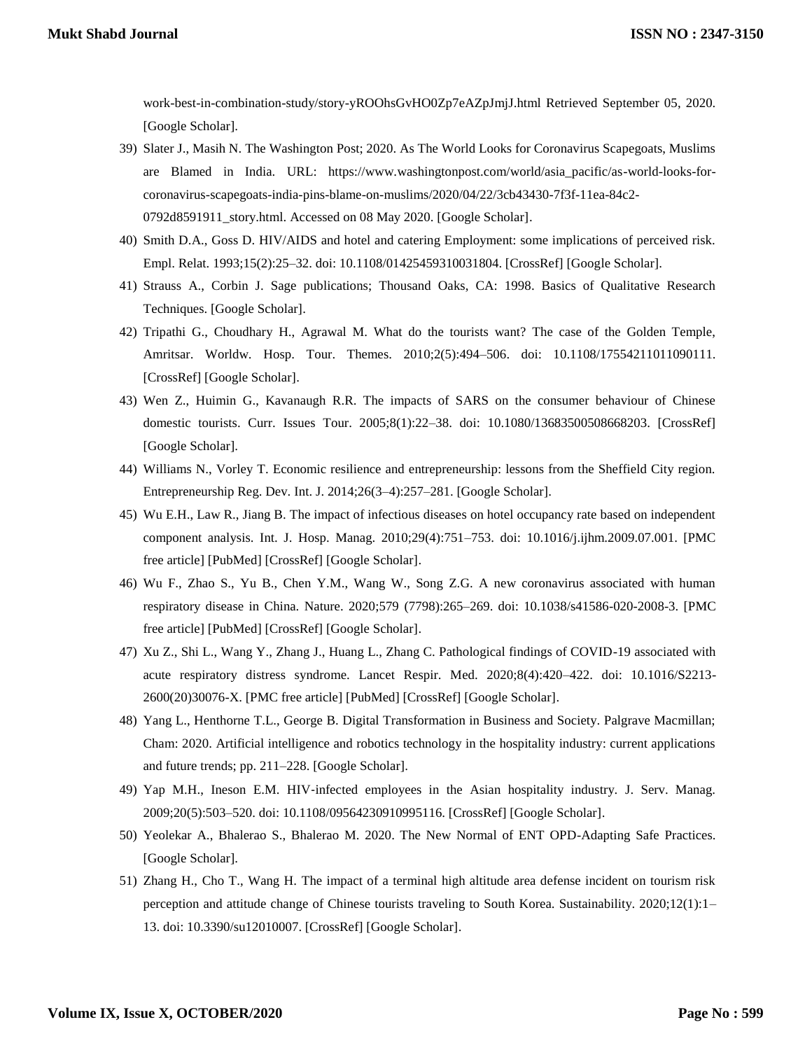work-best-in-combination-study/story-yROOhsGvHO0Zp7eAZpJmjJ.html Retrieved September 05, 2020. [Google Scholar].

39) Slater J., Masih N. The Washington Post; 2020. As The World Looks for Coronavirus Scapegoats, Muslims are Blamed in India. URL: https://www.washingtonpost.com/world/asia_pacific/as-world-looks-for-coronavirus-scapegoats-india-pins-blame-on-muslims/2020/04/22/3cb43430-7f3f-11ea-84c2-0792d8591911_story.html. Accessed on 08 May 2020. [Google Scholar].
40) Smith D.A., Goss D. HIV/AIDS and hotel and catering Employment: some implications of perceived risk. Empl. Relat. 1993;15(2):25–32. doi: 10.1108/01425459310031804. [CrossRef] [Google Scholar].
41) Strauss A., Corbin J. Sage publications; Thousand Oaks, CA: 1998. Basics of Qualitative Research Techniques. [Google Scholar].
42) Tripathi G., Choudhary H., Agrawal M. What do the tourists want? The case of the Golden Temple, Amritsar. Worldw. Hosp. Tour. Themes. 2010;2(5):494–506. doi: 10.1108/17554211011090111. [CrossRef] [Google Scholar].
43) Wen Z., Huimin G., Kavanaugh R.R. The impacts of SARS on the consumer behaviour of Chinese domestic tourists. Curr. Issues Tour. 2005;8(1):22–38. doi: 10.1080/13683500508668203. [CrossRef] [Google Scholar].
44) Williams N., Vorley T. Economic resilience and entrepreneurship: lessons from the Sheffield City region. Entrepreneurship Reg. Dev. Int. J. 2014;26(3–4):257–281. [Google Scholar].
45) Wu E.H., Law R., Jiang B. The impact of infectious diseases on hotel occupancy rate based on independent component analysis. Int. J. Hosp. Manag. 2010;29(4):751–753. doi: 10.1016/j.ijhm.2009.07.001. [PMC free article] [PubMed] [CrossRef] [Google Scholar].
46) Wu F., Zhao S., Yu B., Chen Y.M., Wang W., Song Z.G. A new coronavirus associated with human respiratory disease in China. Nature. 2020;579 (7798):265–269. doi: 10.1038/s41586-020-2008-3. [PMC free article] [PubMed] [CrossRef] [Google Scholar].
47) Xu Z., Shi L., Wang Y., Zhang J., Huang L., Zhang C. Pathological findings of COVID-19 associated with acute respiratory distress syndrome. Lancet Respir. Med. 2020;8(4):420–422. doi: 10.1016/S2213-2600(20)30076-X. [PMC free article] [PubMed] [CrossRef] [Google Scholar].
48) Yang L., Henthorne T.L., George B. Digital Transformation in Business and Society. Palgrave Macmillan; Cham: 2020. Artificial intelligence and robotics technology in the hospitality industry: current applications and future trends; pp. 211–228. [Google Scholar].
49) Yap M.H., Ineson E.M. HIV-infected employees in the Asian hospitality industry. J. Serv. Manag. 2009;20(5):503–520. doi: 10.1108/09564230910995116. [CrossRef] [Google Scholar].
50) Yeolekar A., Bhalerao S., Bhalerao M. 2020. The New Normal of ENT OPD-Adapting Safe Practices. [Google Scholar].
51) Zhang H., Cho T., Wang H. The impact of a terminal high altitude area defense incident on tourism risk perception and attitude change of Chinese tourists traveling to South Korea. Sustainability. 2020;12(1):1–13. doi: 10.3390/su12010007. [CrossRef] [Google Scholar].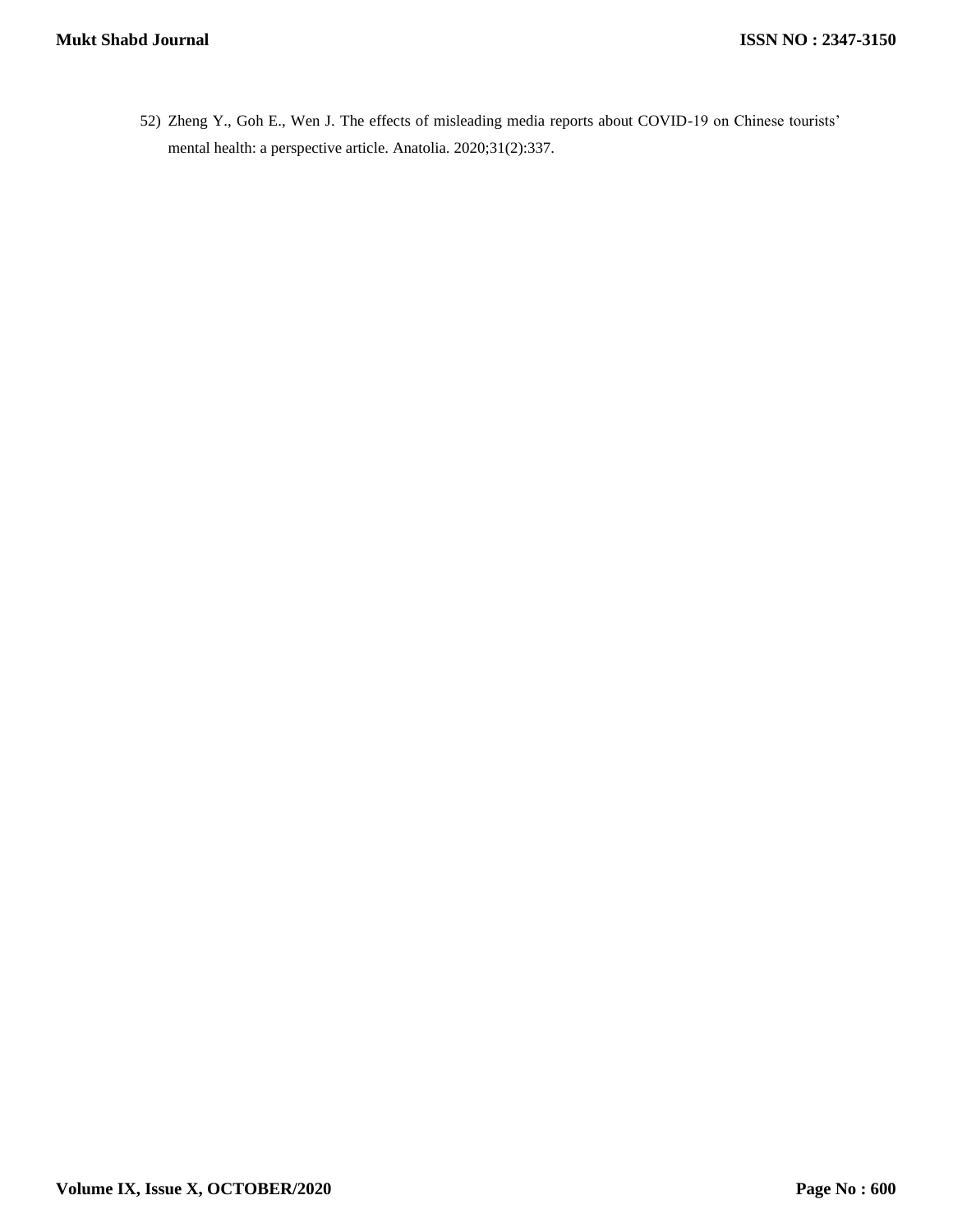52) Zheng Y., Goh E., Wen J. The effects of misleading media reports about COVID-19 on Chinese tourists' mental health: a perspective article. Anatolia. 2020;31(2):337.